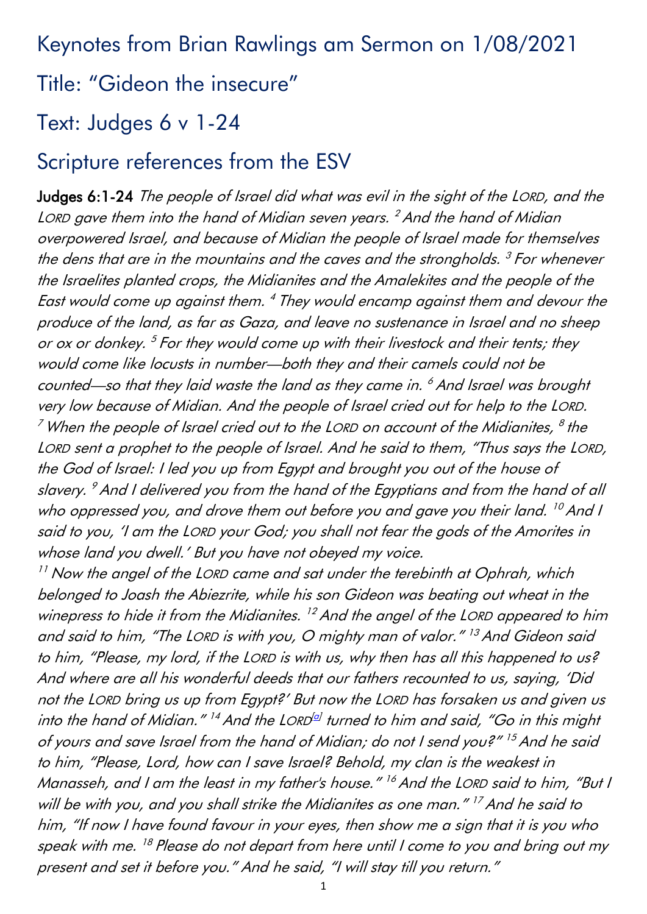# Keynotes from Brian Rawlings am Sermon on 1/08/2021

# Title: "Gideon the insecure"

# Text: Judges 6 v 1-24

# Scripture references from the ESV

**Judges 6:1-24** *The people of Israel did what was evil in the sight of the LORD, and the LORD gave them into the hand of Midian seven years. [2] And the hand of Midian overpowered Israel, and because of Midian the people of Israel made for themselves the dens that are in the mountains and the caves and the strongholds. [3] For whenever the Israelites planted crops, the Midianites and the Amalekites and the people of the East would come up against them. [4] They would encamp against them and devour the produce of the land, as far as Gaza, and leave no sustenance in Israel and no sheep or ox or donkey. [5] For they would come up with their livestock and their tents; they would come like locusts in number—both they and their camels could not be counted—so that they laid waste the land as they came in. [6] And Israel was brought very low because of Midian. And the people of Israel cried out for help to the LORD. [7] When the people of Israel cried out to the LORD on account of the Midianites, [8] the LORD sent a prophet to the people of Israel. And he said to them, "Thus says the LORD, the God of Israel: I led you up from Egypt and brought you out of the house of slavery. [9] And I delivered you from the hand of the Egyptians and from the hand of all who oppressed you, and drove them out before you and gave you their land. [10] And I said to you, 'I am the LORD your God; you shall not fear the gods of the Amorites in whose land you dwell.' But you have not obeyed my voice.*

*[11] Now the angel of the LORD came and sat under the terebinth at Ophrah, which belonged to Joash the Abiezrite, while his son Gideon was beating out wheat in the winepress to hide it from the Midianites. [12] And the angel of the LORD appeared to him and said to him, "The LORD is with you, O mighty man of valor." [13] And Gideon said to him, "Please, my lord, if the LORD is with us, why then has all this happened to us? And where are all his wonderful deeds that our fathers recounted to us, saying, 'Did not the LORD bring us up from Egypt?' But now the LORD has forsaken us and given us into the hand of Midian." [14] And the LORD[a] turned to him and said, "Go in this might of yours and save Israel from the hand of Midian; do not I send you?" [15] And he said to him, "Please, Lord, how can I save Israel? Behold, my clan is the weakest in Manasseh, and I am the least in my father's house." [16] And the LORD said to him, "But I will be with you, and you shall strike the Midianites as one man." [17] And he said to him, "If now I have found favour in your eyes, then show me a sign that it is you who speak with me. [18] Please do not depart from here until I come to you and bring out my present and set it before you." And he said, "I will stay till you return."*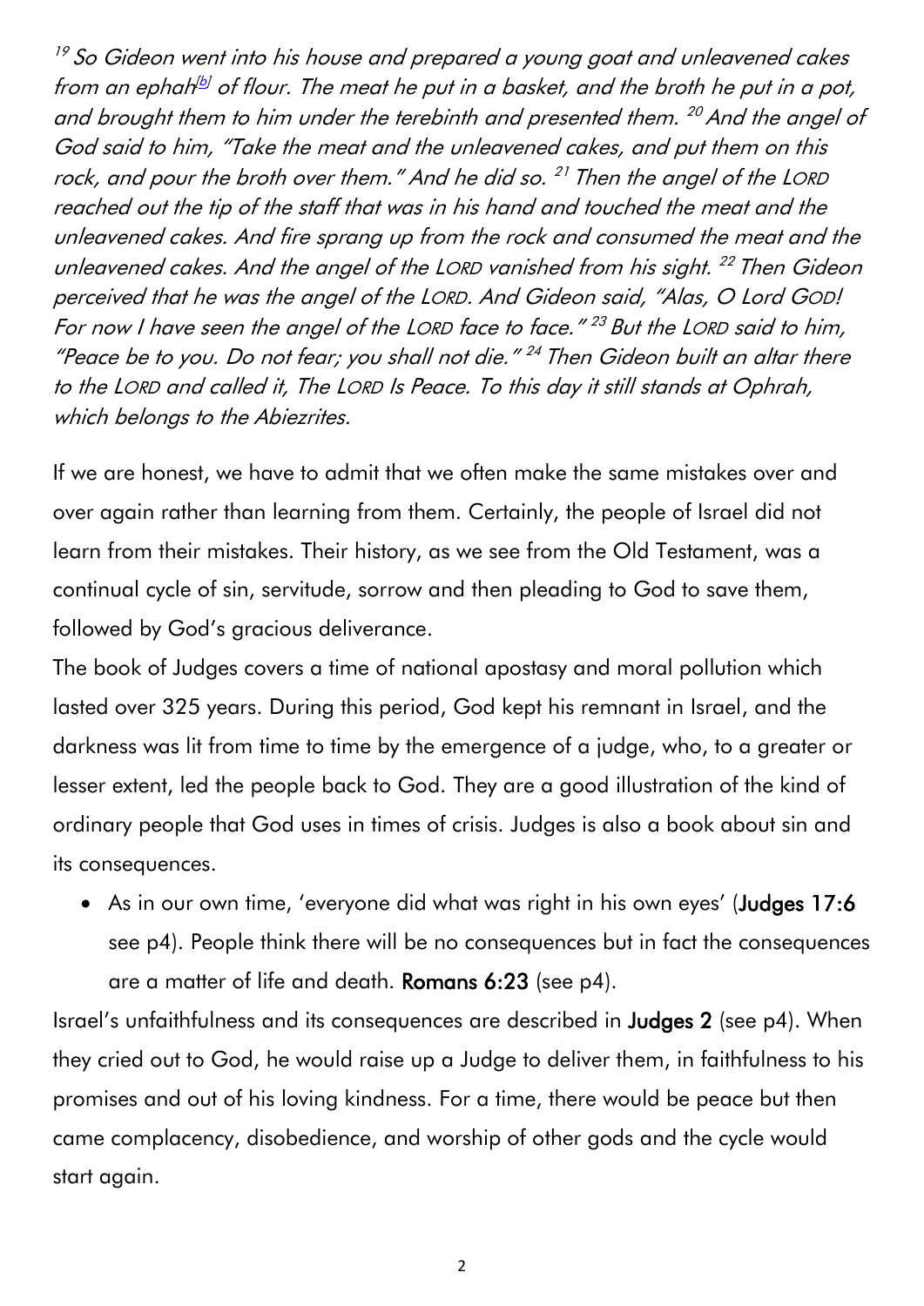*[19] So Gideon went into his house and prepared a young goat and unleavened cakes from an ephah[b] of flour. The meat he put in a basket, and the broth he put in a pot, and brought them to him under the terebinth and presented them. [20] And the angel of God said to him, "Take the meat and the unleavened cakes, and put them on this rock, and pour the broth over them." And he did so. [21] Then the angel of the LORD reached out the tip of the staff that was in his hand and touched the meat and the unleavened cakes. And fire sprang up from the rock and consumed the meat and the unleavened cakes. And the angel of the LORD vanished from his sight. [22] Then Gideon perceived that he was the angel of the LORD. And Gideon said, "Alas, O Lord GOD! For now I have seen the angel of the LORD face to face." [23] But the LORD said to him, "Peace be to you. Do not fear; you shall not die." [24] Then Gideon built an altar there to the LORD and called it, The LORD Is Peace. To this day it still stands at Ophrah, which belongs to the Abiezrites.*

If we are honest, we have to admit that we often make the same mistakes over and over again rather than learning from them. Certainly, the people of Israel did not learn from their mistakes. Their history, as we see from the Old Testament, was a continual cycle of sin, servitude, sorrow and then pleading to God to save them, followed by God's gracious deliverance.

The book of Judges covers a time of national apostasy and moral pollution which lasted over 325 years. During this period, God kept his remnant in Israel, and the darkness was lit from time to time by the emergence of a judge, who, to a greater or lesser extent, led the people back to God. They are a good illustration of the kind of ordinary people that God uses in times of crisis. Judges is also a book about sin and its consequences.

- As in our own time, 'everyone did what was right in his own eyes' (**Judges 17:6** see p4). People think there will be no consequences but in fact the consequences are a matter of life and death. **Romans 6:23** (see p4).

Israel's unfaithfulness and its consequences are described in **Judges 2** (see p4). When they cried out to God, he would raise up a Judge to deliver them, in faithfulness to his promises and out of his loving kindness. For a time, there would be peace but then came complacency, disobedience, and worship of other gods and the cycle would start again.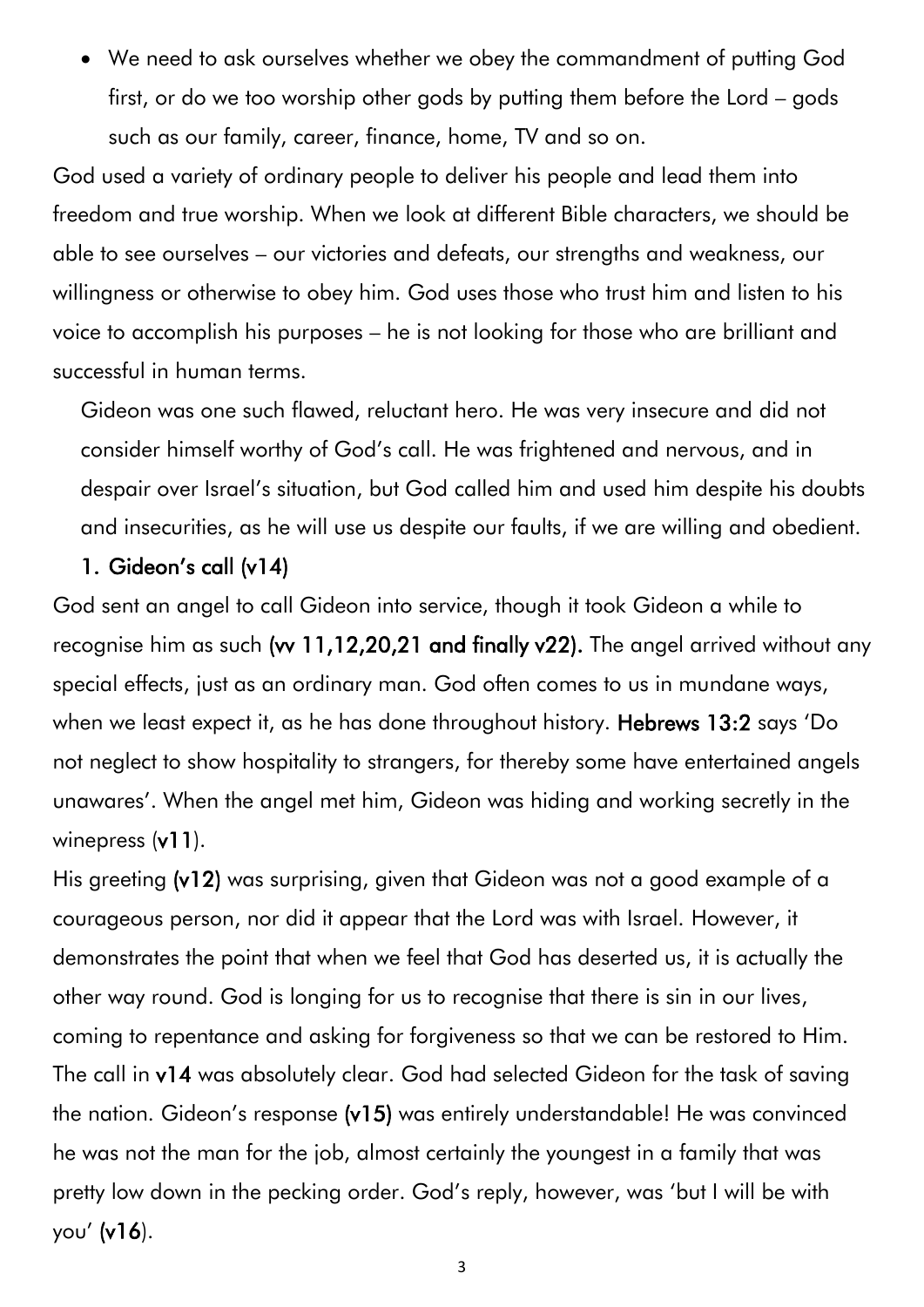- We need to ask ourselves whether we obey the commandment of putting God first, or do we too worship other gods by putting them before the Lord – gods such as our family, career, finance, home, TV and so on.

God used a variety of ordinary people to deliver his people and lead them into freedom and true worship. When we look at different Bible characters, we should be able to see ourselves – our victories and defeats, our strengths and weakness, our willingness or otherwise to obey him. God uses those who trust him and listen to his voice to accomplish his purposes – he is not looking for those who are brilliant and successful in human terms.

Gideon was one such flawed, reluctant hero. He was very insecure and did not consider himself worthy of God's call. He was frightened and nervous, and in despair over Israel's situation, but God called him and used him despite his doubts and insecurities, as he will use us despite our faults, if we are willing and obedient.

### 1. Gideon's call (v14)

God sent an angel to call Gideon into service, though it took Gideon a while to recognise him as such **(vv 11,12,20,21 and finally v22).** The angel arrived without any special effects, just as an ordinary man. God often comes to us in mundane ways, when we least expect it, as he has done throughout history. **Hebrews 13:2** says 'Do not neglect to show hospitality to strangers, for thereby some have entertained angels unawares'. When the angel met him, Gideon was hiding and working secretly in the winepress (**v11**).

His greeting **(v12)** was surprising, given that Gideon was not a good example of a courageous person, nor did it appear that the Lord was with Israel. However, it demonstrates the point that when we feel that God has deserted us, it is actually the other way round. God is longing for us to recognise that there is sin in our lives, coming to repentance and asking for forgiveness so that we can be restored to Him. The call in **v14** was absolutely clear. God had selected Gideon for the task of saving the nation. Gideon's response **(v15)** was entirely understandable! He was convinced he was not the man for the job, almost certainly the youngest in a family that was pretty low down in the pecking order. God's reply, however, was 'but I will be with you' (**v16**).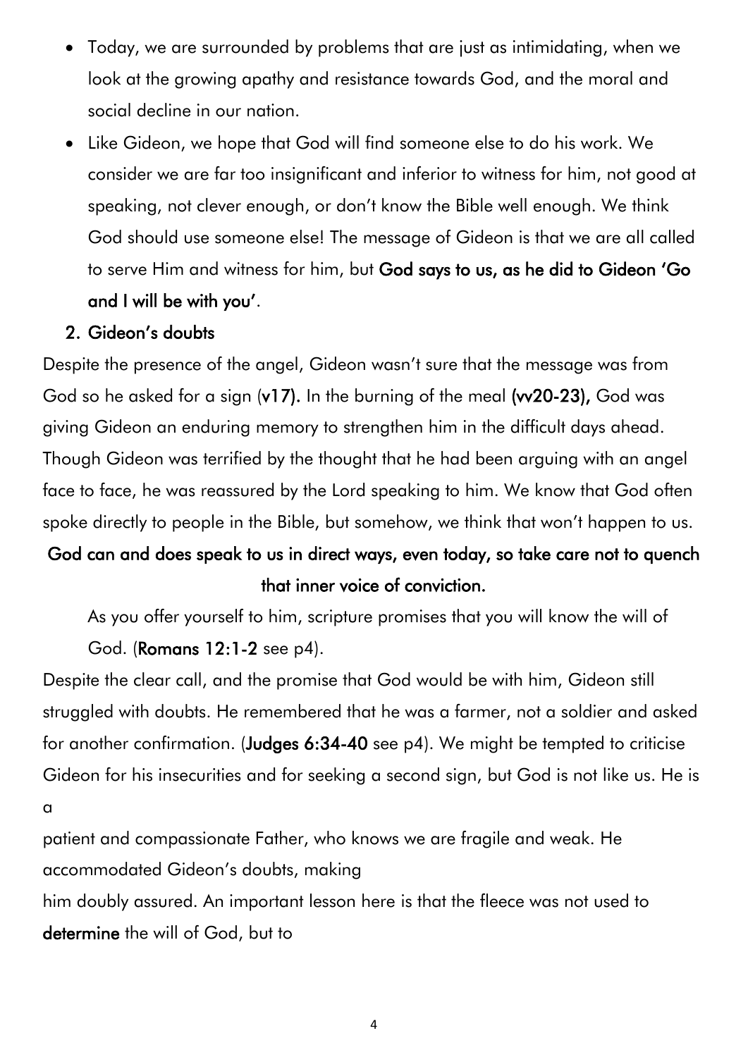- Today, we are surrounded by problems that are just as intimidating, when we look at the growing apathy and resistance towards God, and the moral and social decline in our nation.
- Like Gideon, we hope that God will find someone else to do his work. We consider we are far too insignificant and inferior to witness for him, not good at speaking, not clever enough, or don't know the Bible well enough. We think God should use someone else! The message of Gideon is that we are all called to serve Him and witness for him, but **God says to us, as he did to Gideon 'Go and I will be with you'**.

**2. Gideon's doubts**

Despite the presence of the angel, Gideon wasn't sure that the message was from God so he asked for a sign (**v17).** In the burning of the meal **(vv20-23),** God was giving Gideon an enduring memory to strengthen him in the difficult days ahead. Though Gideon was terrified by the thought that he had been arguing with an angel face to face, he was reassured by the Lord speaking to him. We know that God often spoke directly to people in the Bible, but somehow, we think that won't happen to us.

**God can and does speak to us in direct ways, even today, so take care not to quench that inner voice of conviction.**

As you offer yourself to him, scripture promises that you will know the will of God. (**Romans 12:1-2** see p4).

Despite the clear call, and the promise that God would be with him, Gideon still struggled with doubts. He remembered that he was a farmer, not a soldier and asked for another confirmation. (**Judges 6:34-40** see p4). We might be tempted to criticise Gideon for his insecurities and for seeking a second sign, but God is not like us. He is a patient and compassionate Father, who knows we are fragile and weak. He accommodated Gideon's doubts, making him doubly assured. An important lesson here is that the fleece was not used to **determine** the will of God, but to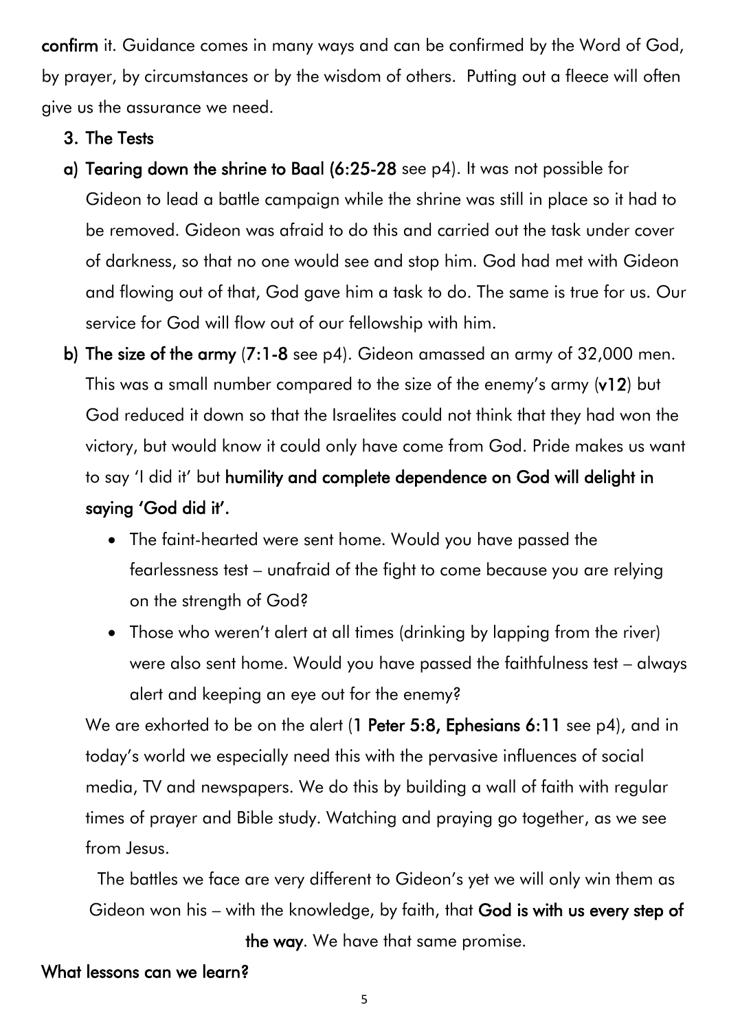**confirm** it. Guidance comes in many ways and can be confirmed by the Word of God, by prayer, by circumstances or by the wisdom of others. Putting out a fleece will often give us the assurance we need.

3. **The Tests**

a) **Tearing down the shrine to Baal (6:25-28** see p4). It was not possible for Gideon to lead a battle campaign while the shrine was still in place so it had to be removed. Gideon was afraid to do this and carried out the task under cover of darkness, so that no one would see and stop him. God had met with Gideon and flowing out of that, God gave him a task to do. The same is true for us. Our service for God will flow out of our fellowship with him.

b) **The size of the army** (**7:1-8** see p4). Gideon amassed an army of 32,000 men. This was a small number compared to the size of the enemy's army (**v12**) but God reduced it down so that the Israelites could not think that they had won the victory, but would know it could only have come from God. Pride makes us want to say 'I did it' but **humility and complete dependence on God will delight in saying 'God did it'.**

- The faint-hearted were sent home. Would you have passed the fearlessness test – unafraid of the fight to come because you are relying on the strength of God?
- Those who weren't alert at all times (drinking by lapping from the river) were also sent home. Would you have passed the faithfulness test – always alert and keeping an eye out for the enemy?

We are exhorted to be on the alert (**1 Peter 5:8, Ephesians 6:11** see p4), and in today's world we especially need this with the pervasive influences of social media, TV and newspapers. We do this by building a wall of faith with regular times of prayer and Bible study. Watching and praying go together, as we see from Jesus.

The battles we face are very different to Gideon's yet we will only win them as Gideon won his – with the knowledge, by faith, that **God is with us every step of the way**. We have that same promise.

**What lessons can we learn?**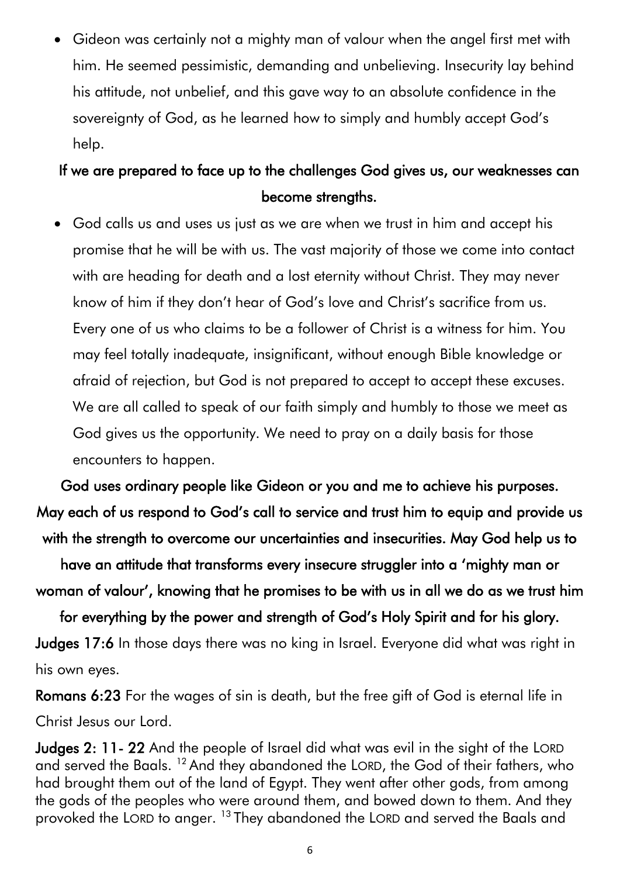- Gideon was certainly not a mighty man of valour when the angel first met with him. He seemed pessimistic, demanding and unbelieving. Insecurity lay behind his attitude, not unbelief, and this gave way to an absolute confidence in the sovereignty of God, as he learned how to simply and humbly accept God's help.

**If we are prepared to face up to the challenges God gives us, our weaknesses can become strengths.**

- God calls us and uses us just as we are when we trust in him and accept his promise that he will be with us. The vast majority of those we come into contact with are heading for death and a lost eternity without Christ. They may never know of him if they don't hear of God's love and Christ's sacrifice from us. Every one of us who claims to be a follower of Christ is a witness for him. You may feel totally inadequate, insignificant, without enough Bible knowledge or afraid of rejection, but God is not prepared to accept to accept these excuses. We are all called to speak of our faith simply and humbly to those we meet as God gives us the opportunity. We need to pray on a daily basis for those encounters to happen.

**God uses ordinary people like Gideon or you and me to achieve his purposes. May each of us respond to God's call to service and trust him to equip and provide us with the strength to overcome our uncertainties and insecurities. May God help us to have an attitude that transforms every insecure struggler into a 'mighty man or woman of valour', knowing that he promises to be with us in all we do as we trust him for everything by the power and strength of God's Holy Spirit and for his glory.**

**Judges 17:6** In those days there was no king in Israel. Everyone did what was right in his own eyes.

**Romans 6:23** For the wages of sin is death, but the free gift of God is eternal life in Christ Jesus our Lord.

**Judges 2: 11- 22** And the people of Israel did what was evil in the sight of the LORD and served the Baals. [12] And they abandoned the LORD, the God of their fathers, who had brought them out of the land of Egypt. They went after other gods, from among the gods of the peoples who were around them, and bowed down to them. And they provoked the LORD to anger. [13] They abandoned the LORD and served the Baals and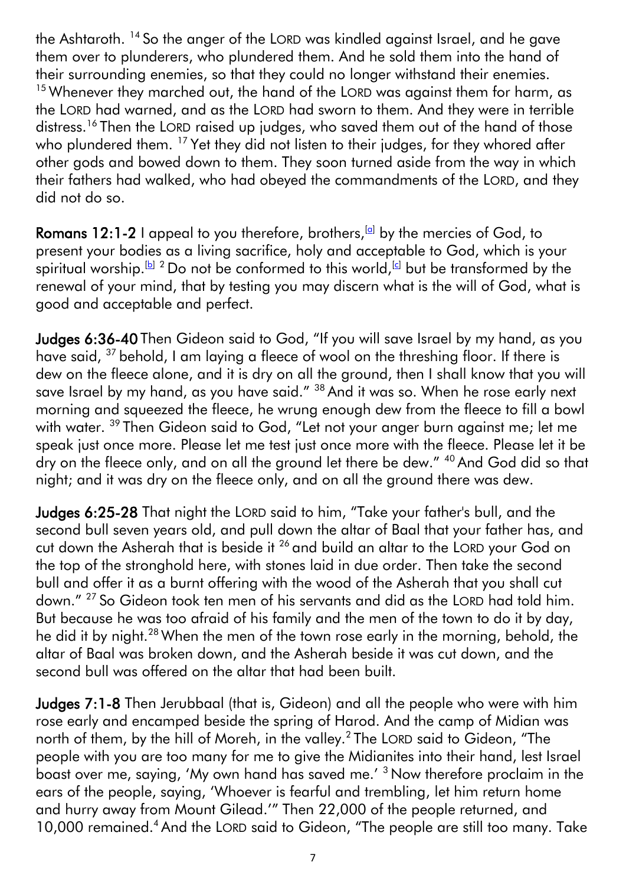the Ashtaroth. [14] So the anger of the LORD was kindled against Israel, and he gave them over to plunderers, who plundered them. And he sold them into the hand of their surrounding enemies, so that they could no longer withstand their enemies. [15] Whenever they marched out, the hand of the LORD was against them for harm, as the LORD had warned, and as the LORD had sworn to them. And they were in terrible distress.[16] Then the LORD raised up judges, who saved them out of the hand of those who plundered them. [17] Yet they did not listen to their judges, for they whored after other gods and bowed down to them. They soon turned aside from the way in which their fathers had walked, who had obeyed the commandments of the LORD, and they did not do so.

**Romans 12:1-2** I appeal to you therefore, brothers,[a] by the mercies of God, to present your bodies as a living sacrifice, holy and acceptable to God, which is your spiritual worship.[b] [2] Do not be conformed to this world,[c] but be transformed by the renewal of your mind, that by testing you may discern what is the will of God, what is good and acceptable and perfect.

**Judges 6:36-40** Then Gideon said to God, "If you will save Israel by my hand, as you have said, [37] behold, I am laying a fleece of wool on the threshing floor. If there is dew on the fleece alone, and it is dry on all the ground, then I shall know that you will save Israel by my hand, as you have said." [38] And it was so. When he rose early next morning and squeezed the fleece, he wrung enough dew from the fleece to fill a bowl with water. [39] Then Gideon said to God, "Let not your anger burn against me; let me speak just once more. Please let me test just once more with the fleece. Please let it be dry on the fleece only, and on all the ground let there be dew." [40] And God did so that night; and it was dry on the fleece only, and on all the ground there was dew.

**Judges 6:25-28** That night the LORD said to him, "Take your father's bull, and the second bull seven years old, and pull down the altar of Baal that your father has, and cut down the Asherah that is beside it [26] and build an altar to the LORD your God on the top of the stronghold here, with stones laid in due order. Then take the second bull and offer it as a burnt offering with the wood of the Asherah that you shall cut down." [27] So Gideon took ten men of his servants and did as the LORD had told him. But because he was too afraid of his family and the men of the town to do it by day, he did it by night.[28] When the men of the town rose early in the morning, behold, the altar of Baal was broken down, and the Asherah beside it was cut down, and the second bull was offered on the altar that had been built.

**Judges 7:1-8** Then Jerubbaal (that is, Gideon) and all the people who were with him rose early and encamped beside the spring of Harod. And the camp of Midian was north of them, by the hill of Moreh, in the valley.[2] The LORD said to Gideon, "The people with you are too many for me to give the Midianites into their hand, lest Israel boast over me, saying, 'My own hand has saved me.' [3] Now therefore proclaim in the ears of the people, saying, 'Whoever is fearful and trembling, let him return home and hurry away from Mount Gilead.'" Then 22,000 of the people returned, and 10,000 remained.[4] And the LORD said to Gideon, "The people are still too many. Take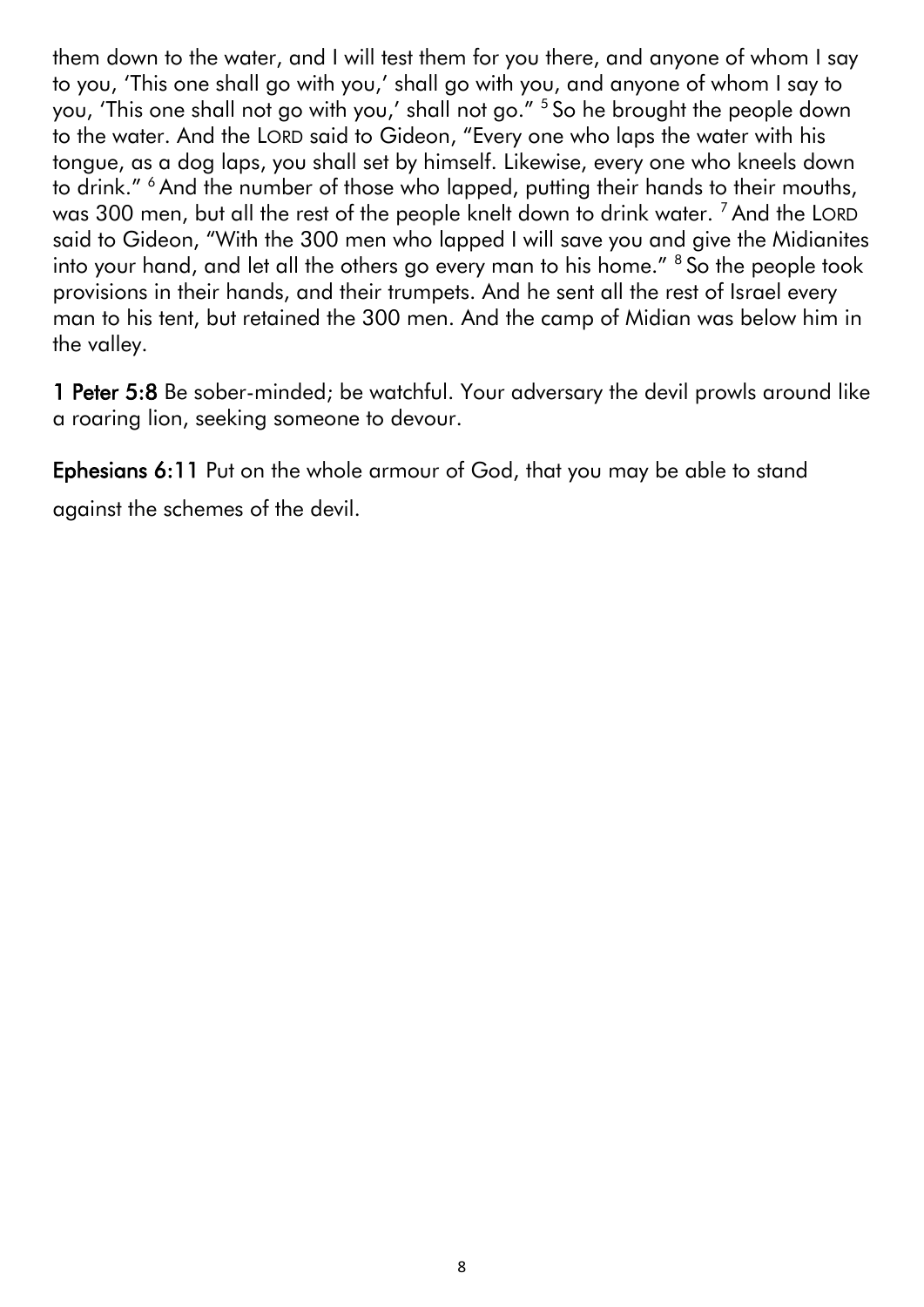them down to the water, and I will test them for you there, and anyone of whom I say to you, 'This one shall go with you,' shall go with you, and anyone of whom I say to you, 'This one shall not go with you,' shall not go." [5] So he brought the people down to the water. And the LORD said to Gideon, "Every one who laps the water with his tongue, as a dog laps, you shall set by himself. Likewise, every one who kneels down to drink." [6] And the number of those who lapped, putting their hands to their mouths, was 300 men, but all the rest of the people knelt down to drink water. [7] And the LORD said to Gideon, "With the 300 men who lapped I will save you and give the Midianites into your hand, and let all the others go every man to his home." [8] So the people took provisions in their hands, and their trumpets. And he sent all the rest of Israel every man to his tent, but retained the 300 men. And the camp of Midian was below him in the valley.

**1 Peter 5:8** Be sober-minded; be watchful. Your adversary the devil prowls around like a roaring lion, seeking someone to devour.

**Ephesians 6:11** Put on the whole armour of God, that you may be able to stand against the schemes of the devil.